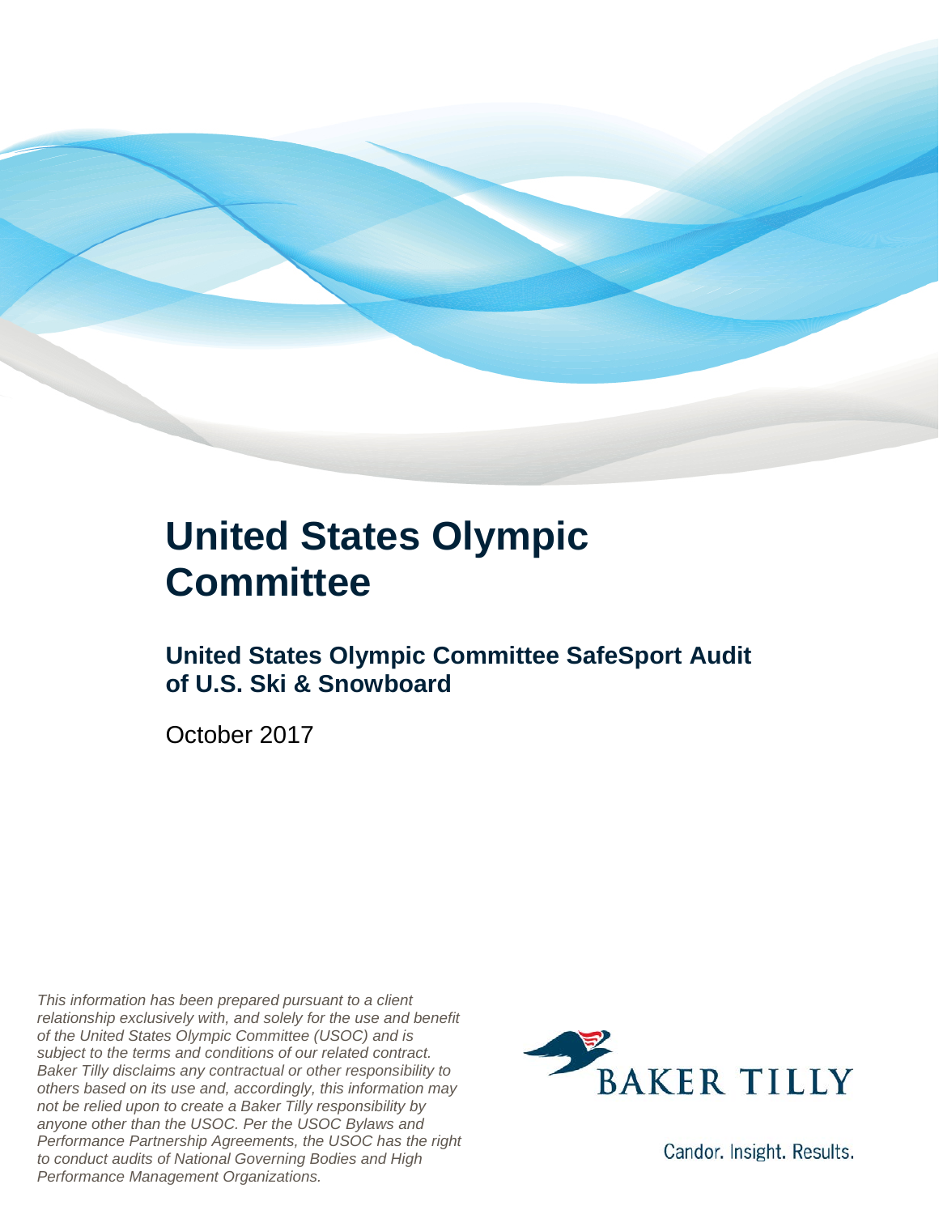# United States Olympic Committee

## United States Olympic Committee SafeSport Audit of U.S. Ski & Snowboard

October 2017

*This information has been prepared pursuant to a client relationship exclusively with, and solely for the use and benefit of the United States Olympic Committee (USOC) and is subject to the terms and conditions of our related contract. Baker Tilly disclaims any contractual or other responsibility to others based on its use and, accordingly, this information may not be relied upon to create a Baker Tilly responsibility by anyone other than the USOC. Per the USOC Bylaws and Performance Partnership Agreements, the USOC has the right to conduct audits of National Governing Bodies and High Performance Management Organizations.*

BAKER TILLY

Candor. Insight. Results.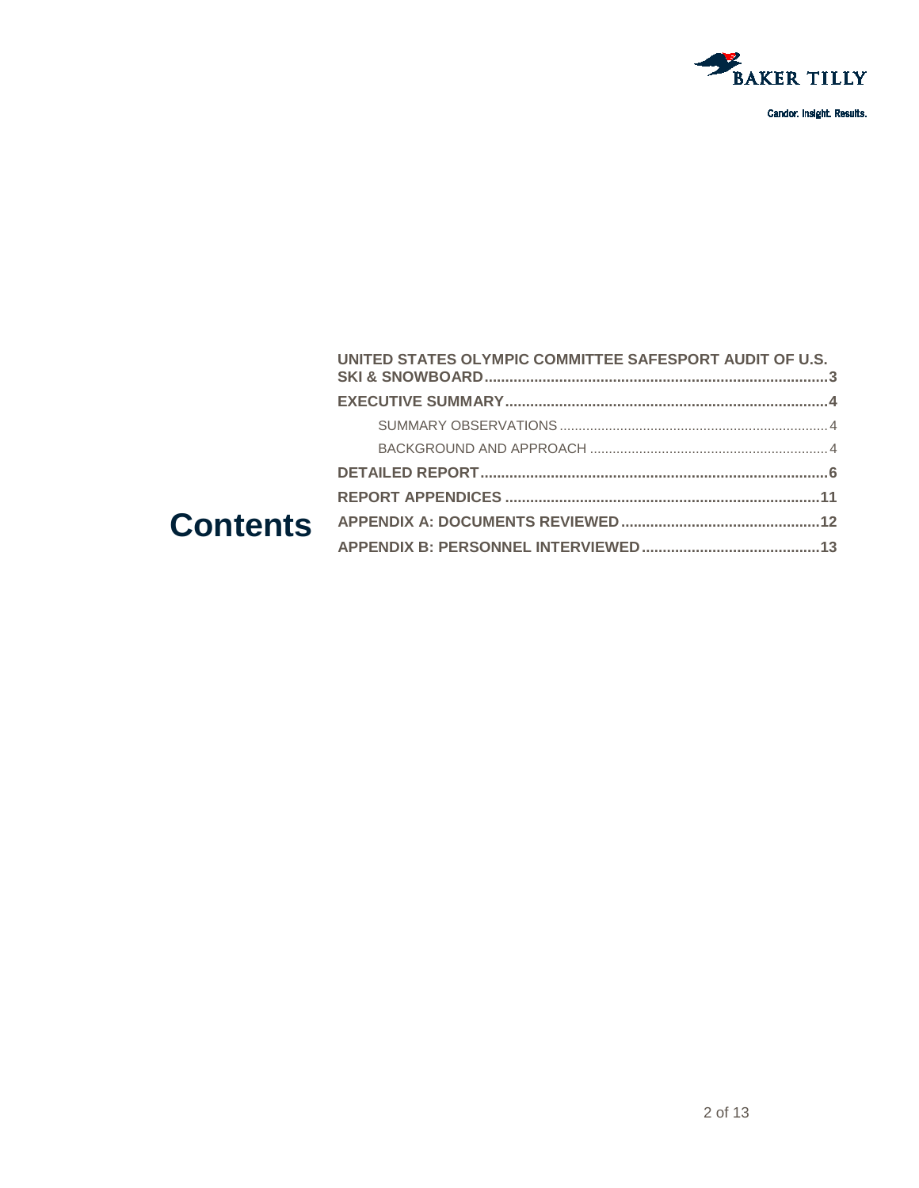# Contents

- UNITED STATES OLYMPIC COMMITTEE SAFESPORT AUDIT OF U.S. SKI & SNOWBOARD.....3
- EXECUTIVE SUMMARY.....4
  - SUMMARY OBSERVATIONS.....4
  - BACKGROUND AND APPROACH.....4
- DETAILED REPORT.....6
- REPORT APPENDICES.....11
- APPENDIX A: DOCUMENTS REVIEWED.....12
- APPENDIX B: PERSONNEL INTERVIEWED.....13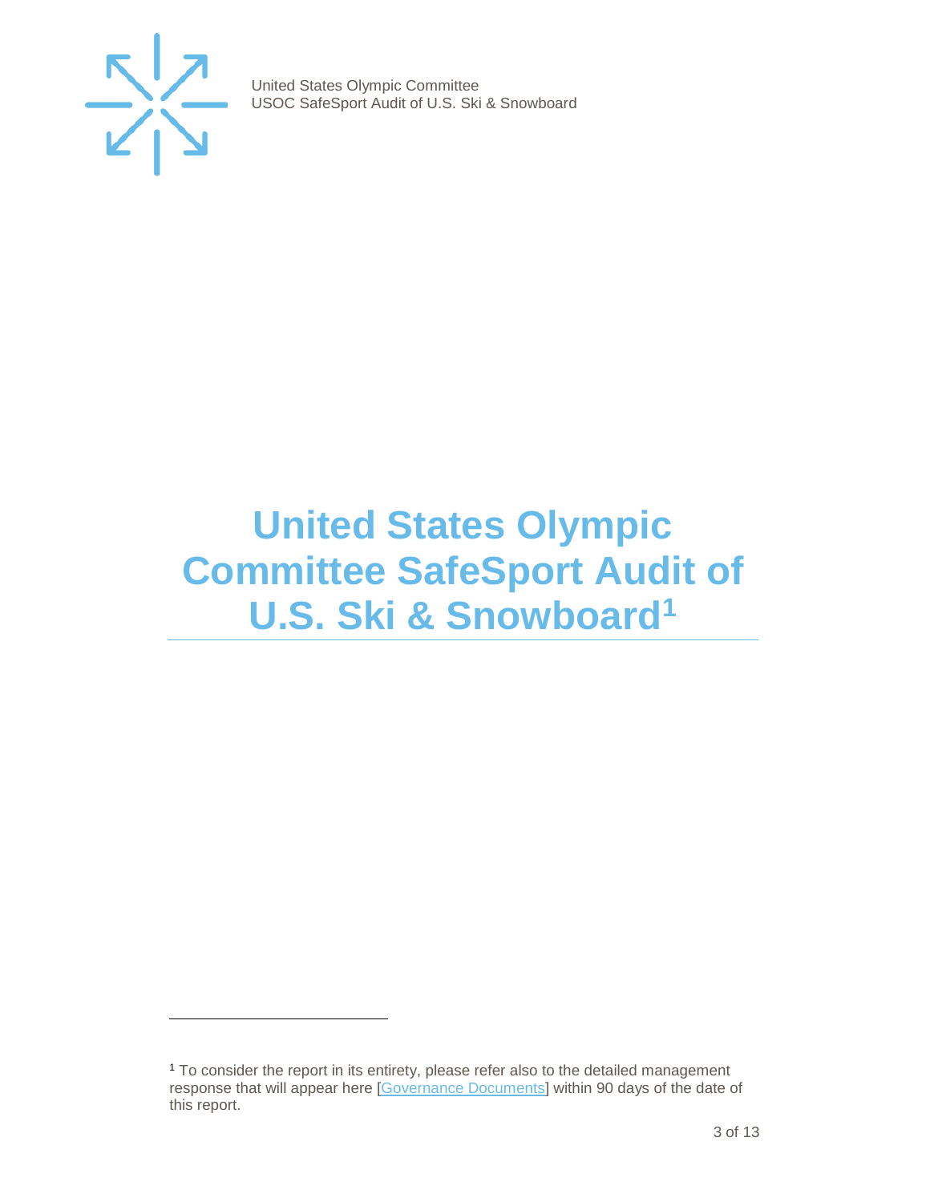# United States Olympic Committee SafeSport Audit of U.S. Ski & Snowboard[1]

[1] To consider the report in its entirety, please refer also to the detailed management response that will appear here [Governance Documents] within 90 days of the date of this report.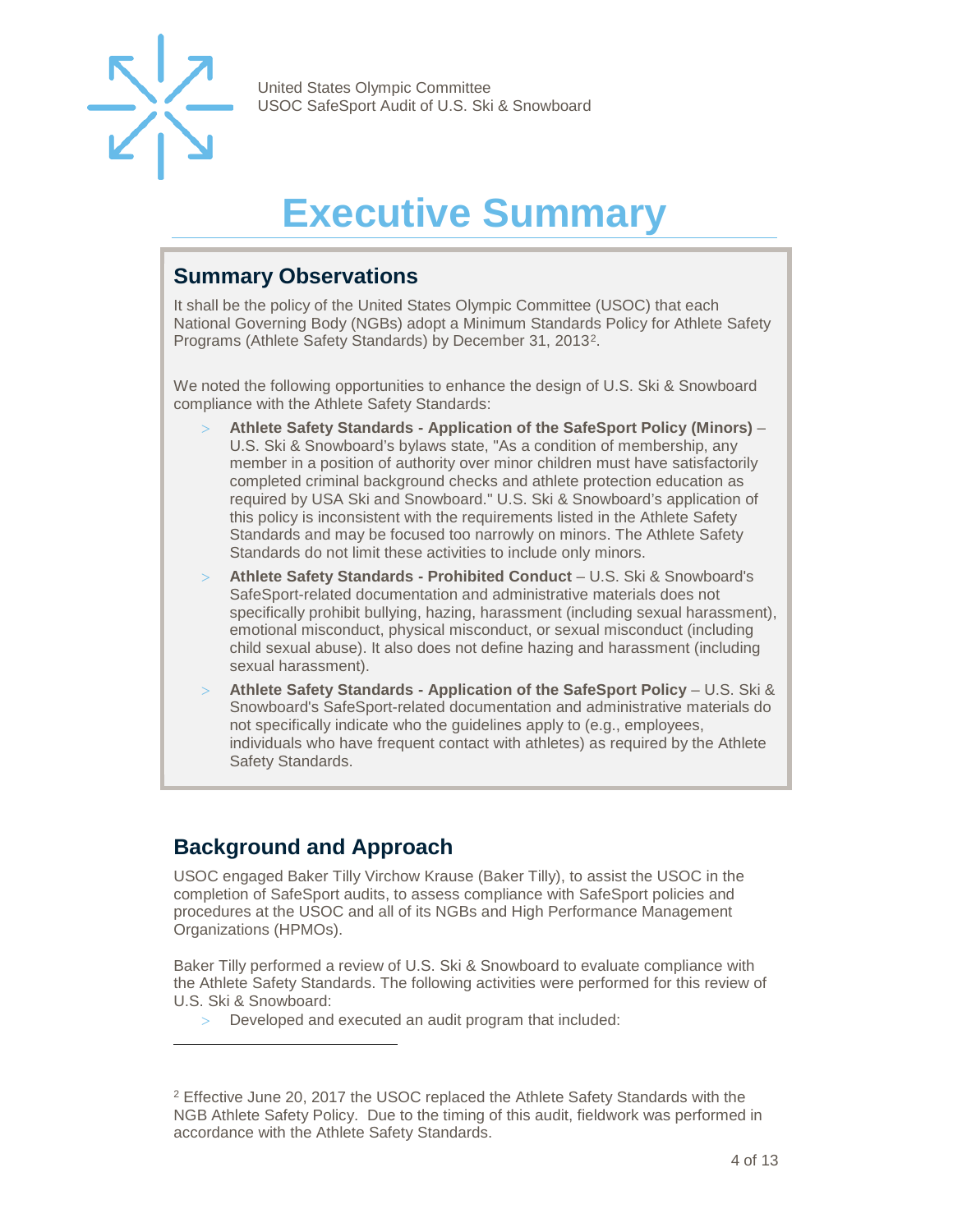# Executive Summary

## Summary Observations

It shall be the policy of the United States Olympic Committee (USOC) that each National Governing Body (NGBs) adopt a Minimum Standards Policy for Athlete Safety Programs (Athlete Safety Standards) by December 31, 2013[2].

We noted the following opportunities to enhance the design of U.S. Ski & Snowboard compliance with the Athlete Safety Standards:

- **Athlete Safety Standards - Application of the SafeSport Policy (Minors)** – U.S. Ski & Snowboard's bylaws state, "As a condition of membership, any member in a position of authority over minor children must have satisfactorily completed criminal background checks and athlete protection education as required by USA Ski and Snowboard." U.S. Ski & Snowboard's application of this policy is inconsistent with the requirements listed in the Athlete Safety Standards and may be focused too narrowly on minors. The Athlete Safety Standards do not limit these activities to include only minors.
- **Athlete Safety Standards - Prohibited Conduct** – U.S. Ski & Snowboard's SafeSport-related documentation and administrative materials does not specifically prohibit bullying, hazing, harassment (including sexual harassment), emotional misconduct, physical misconduct, or sexual misconduct (including child sexual abuse). It also does not define hazing and harassment (including sexual harassment).
- **Athlete Safety Standards - Application of the SafeSport Policy** – U.S. Ski & Snowboard's SafeSport-related documentation and administrative materials do not specifically indicate who the guidelines apply to (e.g., employees, individuals who have frequent contact with athletes) as required by the Athlete Safety Standards.

## Background and Approach

USOC engaged Baker Tilly Virchow Krause (Baker Tilly), to assist the USOC in the completion of SafeSport audits, to assess compliance with SafeSport policies and procedures at the USOC and all of its NGBs and High Performance Management Organizations (HPMOs).

Baker Tilly performed a review of U.S. Ski & Snowboard to evaluate compliance with the Athlete Safety Standards. The following activities were performed for this review of U.S. Ski & Snowboard:

- Developed and executed an audit program that included:

[2] Effective June 20, 2017 the USOC replaced the Athlete Safety Standards with the NGB Athlete Safety Policy. Due to the timing of this audit, fieldwork was performed in accordance with the Athlete Safety Standards.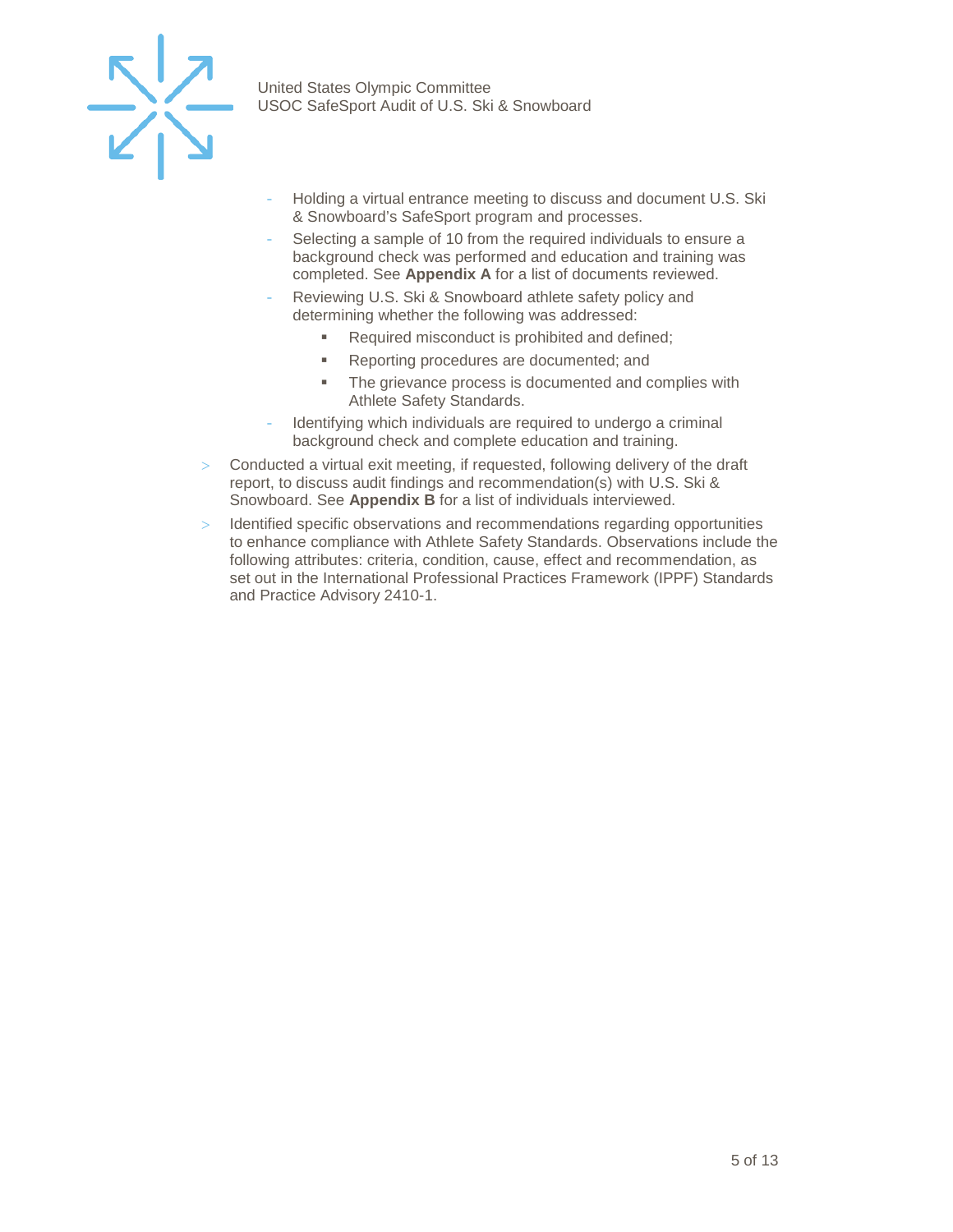- Holding a virtual entrance meeting to discuss and document U.S. Ski & Snowboard's SafeSport program and processes.
  - Selecting a sample of 10 from the required individuals to ensure a background check was performed and education and training was completed. See **Appendix A** for a list of documents reviewed.
  - Reviewing U.S. Ski & Snowboard athlete safety policy and determining whether the following was addressed:
    - Required misconduct is prohibited and defined;
    - Reporting procedures are documented; and
    - The grievance process is documented and complies with Athlete Safety Standards.
  - Identifying which individuals are required to undergo a criminal background check and complete education and training.
- Conducted a virtual exit meeting, if requested, following delivery of the draft report, to discuss audit findings and recommendation(s) with U.S. Ski & Snowboard. See **Appendix B** for a list of individuals interviewed.
- Identified specific observations and recommendations regarding opportunities to enhance compliance with Athlete Safety Standards. Observations include the following attributes: criteria, condition, cause, effect and recommendation, as set out in the International Professional Practices Framework (IPPF) Standards and Practice Advisory 2410-1.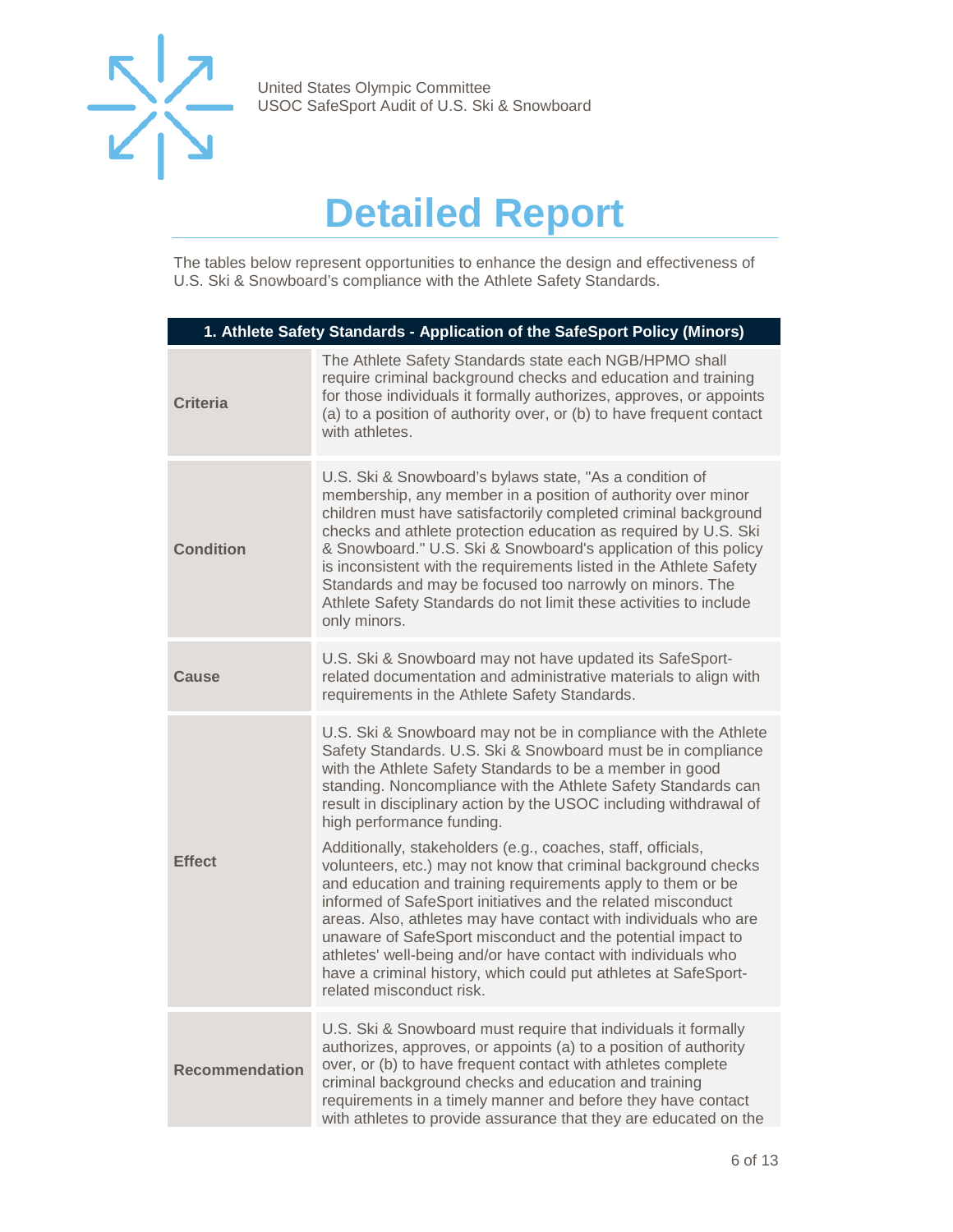# Detailed Report

The tables below represent opportunities to enhance the design and effectiveness of U.S. Ski & Snowboard's compliance with the Athlete Safety Standards.

| 1. Athlete Safety Standards - Application of the SafeSport Policy (Minors) | |
|---|---|
| **Criteria** | The Athlete Safety Standards state each NGB/HPMO shall require criminal background checks and education and training for those individuals it formally authorizes, approves, or appoints (a) to a position of authority over, or (b) to have frequent contact with athletes. |
| **Condition** | U.S. Ski & Snowboard's bylaws state, "As a condition of membership, any member in a position of authority over minor children must have satisfactorily completed criminal background checks and athlete protection education as required by U.S. Ski & Snowboard." U.S. Ski & Snowboard's application of this policy is inconsistent with the requirements listed in the Athlete Safety Standards and may be focused too narrowly on minors. The Athlete Safety Standards do not limit these activities to include only minors. |
| **Cause** | U.S. Ski & Snowboard may not have updated its SafeSport-related documentation and administrative materials to align with requirements in the Athlete Safety Standards. |
| **Effect** | U.S. Ski & Snowboard may not be in compliance with the Athlete Safety Standards. U.S. Ski & Snowboard must be in compliance with the Athlete Safety Standards to be a member in good standing. Noncompliance with the Athlete Safety Standards can result in disciplinary action by the USOC including withdrawal of high performance funding.<br><br>Additionally, stakeholders (e.g., coaches, staff, officials, volunteers, etc.) may not know that criminal background checks and education and training requirements apply to them or be informed of SafeSport initiatives and the related misconduct areas. Also, athletes may have contact with individuals who are unaware of SafeSport misconduct and the potential impact to athletes' well-being and/or have contact with individuals who have a criminal history, which could put athletes at SafeSport-related misconduct risk. |
| **Recommendation** | U.S. Ski & Snowboard must require that individuals it formally authorizes, approves, or appoints (a) to a position of authority over, or (b) to have frequent contact with athletes complete criminal background checks and education and training requirements in a timely manner and before they have contact with athletes to provide assurance that they are educated on the |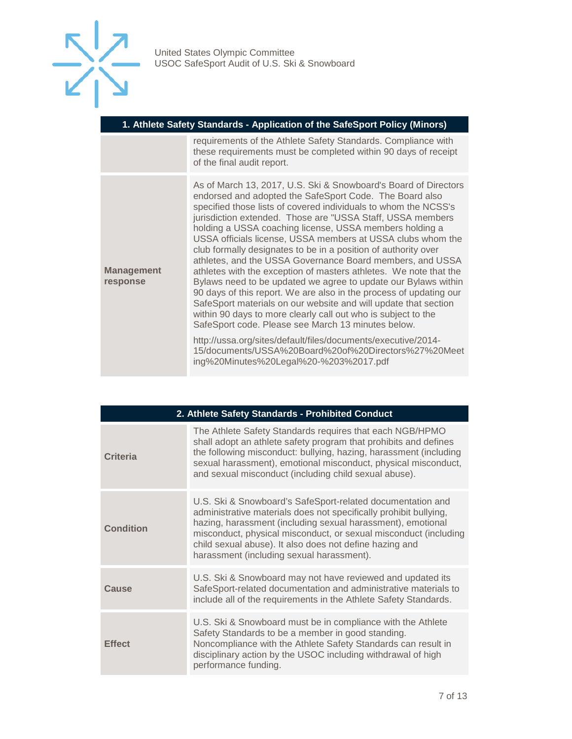| 1. Athlete Safety Standards - Application of the SafeSport Policy (Minors) | |
|---|---|
| | requirements of the Athlete Safety Standards. Compliance with these requirements must be completed within 90 days of receipt of the final audit report. |
| **Management response** | As of March 13, 2017, U.S. Ski & Snowboard's Board of Directors endorsed and adopted the SafeSport Code. The Board also specified those lists of covered individuals to whom the NCSS's jurisdiction extended. Those are "USSA Staff, USSA members holding a USSA coaching license, USSA members holding a USSA officials license, USSA members at USSA clubs whom the club formally designates to be in a position of authority over athletes, and the USSA Governance Board members, and USSA athletes with the exception of masters athletes. We note that the Bylaws need to be updated we agree to update our Bylaws within 90 days of this report. We are also in the process of updating our SafeSport materials on our website and will update that section within 90 days to more clearly call out who is subject to the SafeSport code. Please see March 13 minutes below.<br><br>http://ussa.org/sites/default/files/documents/executive/2014-15/documents/USSA%20Board%20of%20Directors%27%20Meeting%20Minutes%20Legal%20-%203%2017.pdf |

| 2. Athlete Safety Standards - Prohibited Conduct | |
|---|---|
| **Criteria** | The Athlete Safety Standards requires that each NGB/HPMO shall adopt an athlete safety program that prohibits and defines the following misconduct: bullying, hazing, harassment (including sexual harassment), emotional misconduct, physical misconduct, and sexual misconduct (including child sexual abuse). |
| **Condition** | U.S. Ski & Snowboard's SafeSport-related documentation and administrative materials does not specifically prohibit bullying, hazing, harassment (including sexual harassment), emotional misconduct, physical misconduct, or sexual misconduct (including child sexual abuse). It also does not define hazing and harassment (including sexual harassment). |
| **Cause** | U.S. Ski & Snowboard may not have reviewed and updated its SafeSport-related documentation and administrative materials to include all of the requirements in the Athlete Safety Standards. |
| **Effect** | U.S. Ski & Snowboard must be in compliance with the Athlete Safety Standards to be a member in good standing. Noncompliance with the Athlete Safety Standards can result in disciplinary action by the USOC including withdrawal of high performance funding. |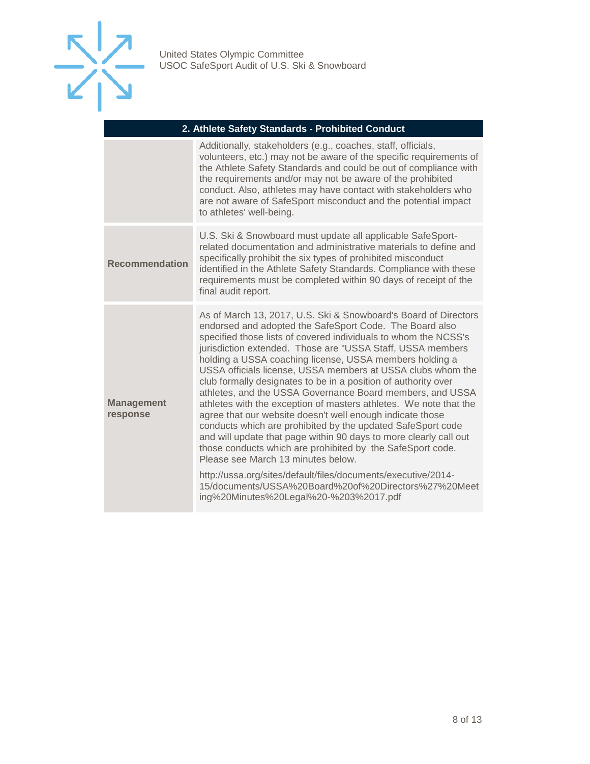| 2. Athlete Safety Standards - Prohibited Conduct | |
|---|---|
| | Additionally, stakeholders (e.g., coaches, staff, officials, volunteers, etc.) may not be aware of the specific requirements of the Athlete Safety Standards and could be out of compliance with the requirements and/or may not be aware of the prohibited conduct. Also, athletes may have contact with stakeholders who are not aware of SafeSport misconduct and the potential impact to athletes' well-being. |
| **Recommendation** | U.S. Ski & Snowboard must update all applicable SafeSport-related documentation and administrative materials to define and specifically prohibit the six types of prohibited misconduct identified in the Athlete Safety Standards. Compliance with these requirements must be completed within 90 days of receipt of the final audit report. |
| **Management response** | As of March 13, 2017, U.S. Ski & Snowboard's Board of Directors endorsed and adopted the SafeSport Code. The Board also specified those lists of covered individuals to whom the NCSS's jurisdiction extended. Those are "USSA Staff, USSA members holding a USSA coaching license, USSA members holding a USSA officials license, USSA members at USSA clubs whom the club formally designates to be in a position of authority over athletes, and the USSA Governance Board members, and USSA athletes with the exception of masters athletes. We note that the agree that our website doesn't well enough indicate those conducts which are prohibited by the updated SafeSport code and will update that page within 90 days to more clearly call out those conducts which are prohibited by the SafeSport code. Please see March 13 minutes below.<br><br>http://ussa.org/sites/default/files/documents/executive/2014-15/documents/USSA%20Board%20of%20Directors%27%20Meeting%20Minutes%20Legal%20-%203%2017.pdf |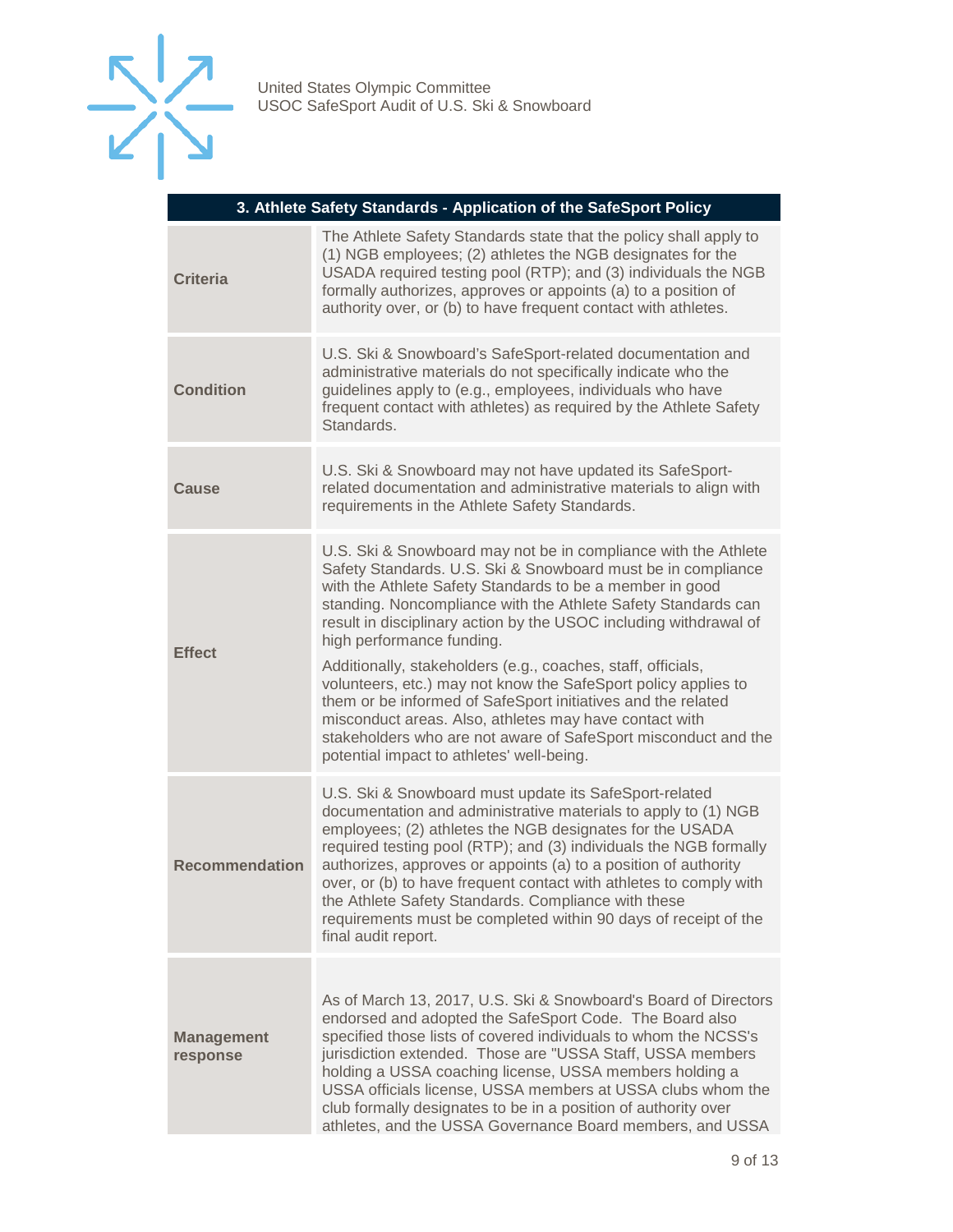| 3. Athlete Safety Standards - Application of the SafeSport Policy | |
|---|---|
| **Criteria** | The Athlete Safety Standards state that the policy shall apply to (1) NGB employees; (2) athletes the NGB designates for the USADA required testing pool (RTP); and (3) individuals the NGB formally authorizes, approves or appoints (a) to a position of authority over, or (b) to have frequent contact with athletes. |
| **Condition** | U.S. Ski & Snowboard's SafeSport-related documentation and administrative materials do not specifically indicate who the guidelines apply to (e.g., employees, individuals who have frequent contact with athletes) as required by the Athlete Safety Standards. |
| **Cause** | U.S. Ski & Snowboard may not have updated its SafeSport-related documentation and administrative materials to align with requirements in the Athlete Safety Standards. |
| **Effect** | U.S. Ski & Snowboard may not be in compliance with the Athlete Safety Standards. U.S. Ski & Snowboard must be in compliance with the Athlete Safety Standards to be a member in good standing. Noncompliance with the Athlete Safety Standards can result in disciplinary action by the USOC including withdrawal of high performance funding.<br><br>Additionally, stakeholders (e.g., coaches, staff, officials, volunteers, etc.) may not know the SafeSport policy applies to them or be informed of SafeSport initiatives and the related misconduct areas. Also, athletes may have contact with stakeholders who are not aware of SafeSport misconduct and the potential impact to athletes' well-being. |
| **Recommendation** | U.S. Ski & Snowboard must update its SafeSport-related documentation and administrative materials to apply to (1) NGB employees; (2) athletes the NGB designates for the USADA required testing pool (RTP); and (3) individuals the NGB formally authorizes, approves or appoints (a) to a position of authority over, or (b) to have frequent contact with athletes to comply with the Athlete Safety Standards. Compliance with these requirements must be completed within 90 days of receipt of the final audit report. |
| **Management response** | As of March 13, 2017, U.S. Ski & Snowboard's Board of Directors endorsed and adopted the SafeSport Code. The Board also specified those lists of covered individuals to whom the NCSS's jurisdiction extended. Those are "USSA Staff, USSA members holding a USSA coaching license, USSA members holding a USSA officials license, USSA members at USSA clubs whom the club formally designates to be in a position of authority over athletes, and the USSA Governance Board members, and USSA |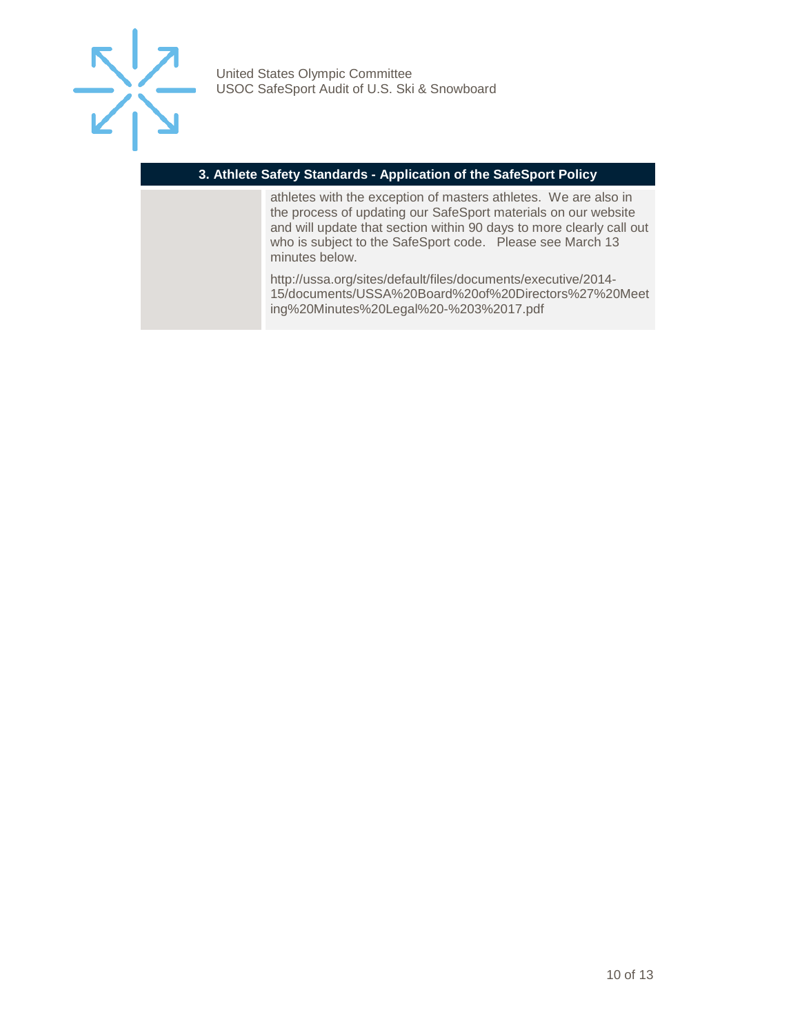## 3. Athlete Safety Standards - Application of the SafeSport Policy

| | |
|---|---|
| | athletes with the exception of masters athletes. We are also in the process of updating our SafeSport materials on our website and will update that section within 90 days to more clearly call out who is subject to the SafeSport code. Please see March 13 minutes below.<br><br>http://ussa.org/sites/default/files/documents/executive/2014-15/documents/USSA%20Board%20of%20Directors%27%20Meeting%20Minutes%20Legal%20-%203%2017.pdf |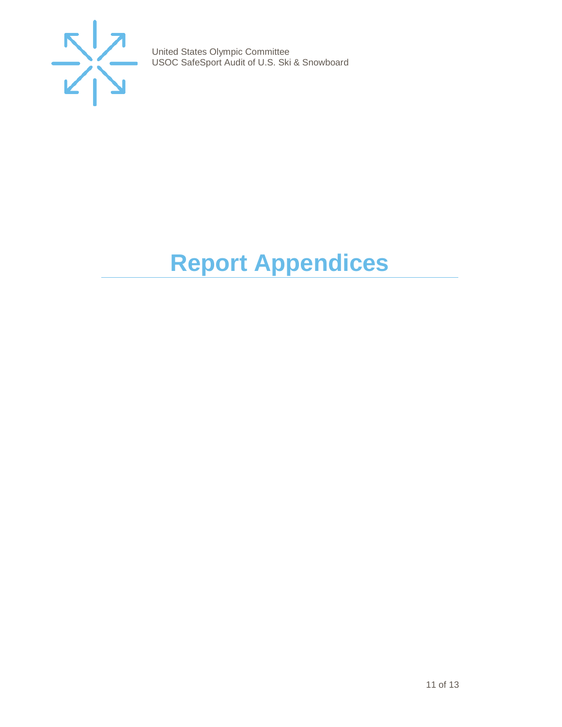# Report Appendices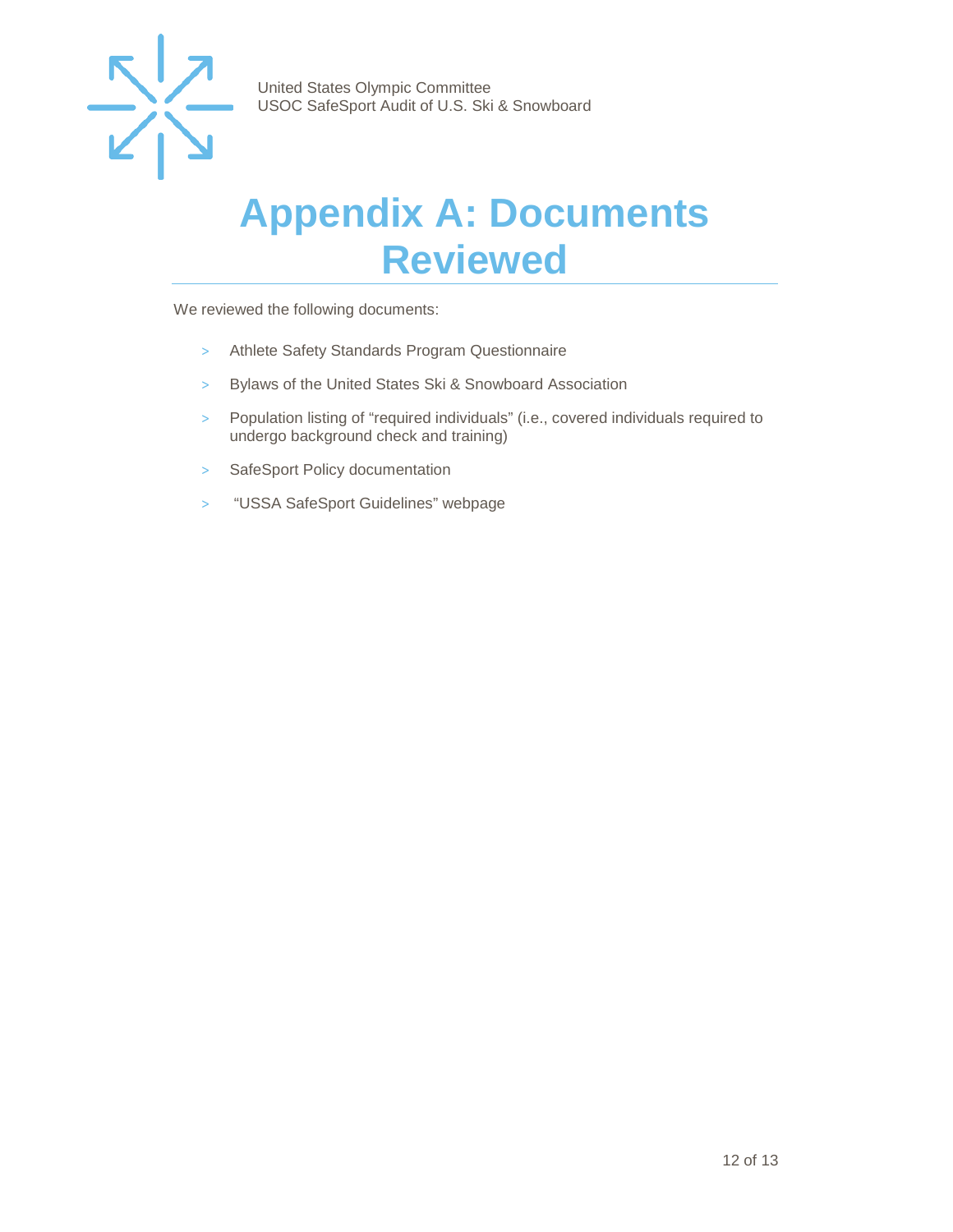# Appendix A: Documents Reviewed

We reviewed the following documents:

- Athlete Safety Standards Program Questionnaire
- Bylaws of the United States Ski & Snowboard Association
- Population listing of "required individuals" (i.e., covered individuals required to undergo background check and training)
- SafeSport Policy documentation
- "USSA SafeSport Guidelines" webpage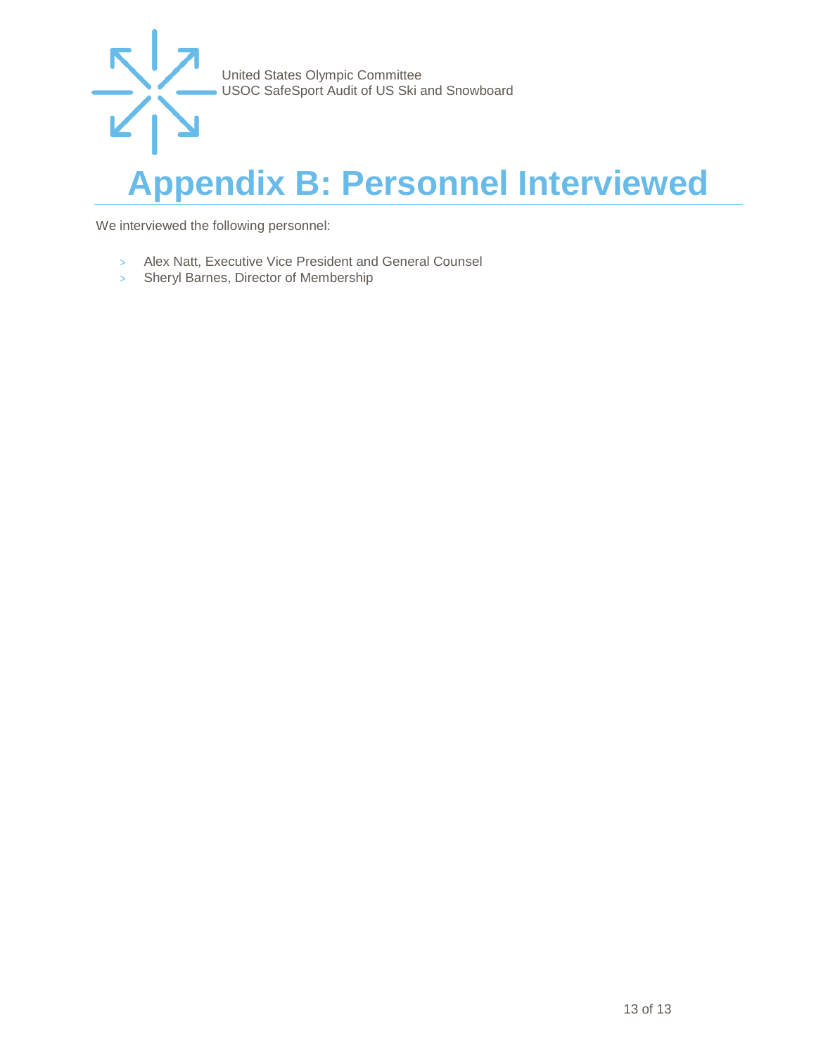# Appendix B: Personnel Interviewed

We interviewed the following personnel:

- Alex Natt, Executive Vice President and General Counsel
- Sheryl Barnes, Director of Membership